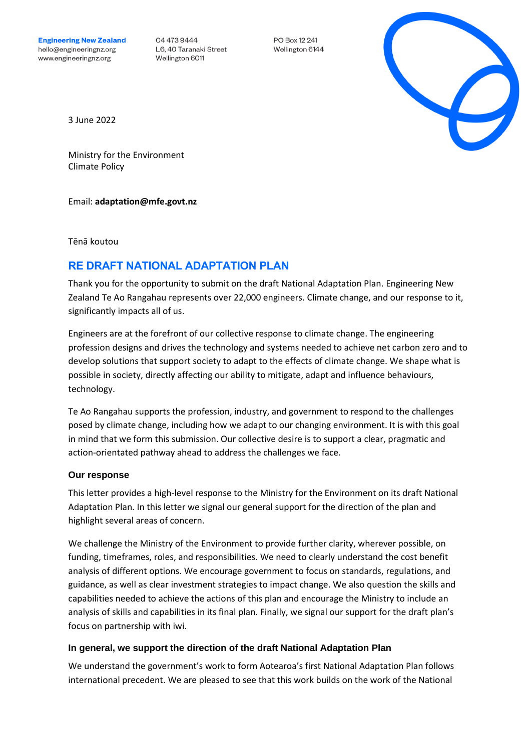**Engineering New Zealand**
hello@engineeringnz.org
www.engineeringnz.org

04 473 9444
L6, 40 Taranaki Street
Wellington 6011

PO Box 12 241
Wellington 6144

3 June 2022

Ministry for the Environment
Climate Policy

Email: **adaptation@mfe.govt.nz**

Tēnā koutou

## RE DRAFT NATIONAL ADAPTATION PLAN

Thank you for the opportunity to submit on the draft National Adaptation Plan. Engineering New Zealand Te Ao Rangahau represents over 22,000 engineers. Climate change, and our response to it, significantly impacts all of us.

Engineers are at the forefront of our collective response to climate change. The engineering profession designs and drives the technology and systems needed to achieve net carbon zero and to develop solutions that support society to adapt to the effects of climate change. We shape what is possible in society, directly affecting our ability to mitigate, adapt and influence behaviours, technology.

Te Ao Rangahau supports the profession, industry, and government to respond to the challenges posed by climate change, including how we adapt to our changing environment. It is with this goal in mind that we form this submission. Our collective desire is to support a clear, pragmatic and action-orientated pathway ahead to address the challenges we face.

### Our response

This letter provides a high-level response to the Ministry for the Environment on its draft National Adaptation Plan. In this letter we signal our general support for the direction of the plan and highlight several areas of concern.

We challenge the Ministry of the Environment to provide further clarity, wherever possible, on funding, timeframes, roles, and responsibilities. We need to clearly understand the cost benefit analysis of different options. We encourage government to focus on standards, regulations, and guidance, as well as clear investment strategies to impact change. We also question the skills and capabilities needed to achieve the actions of this plan and encourage the Ministry to include an analysis of skills and capabilities in its final plan. Finally, we signal our support for the draft plan's focus on partnership with iwi.

### In general, we support the direction of the draft National Adaptation Plan

We understand the government's work to form Aotearoa's first National Adaptation Plan follows international precedent. We are pleased to see that this work builds on the work of the National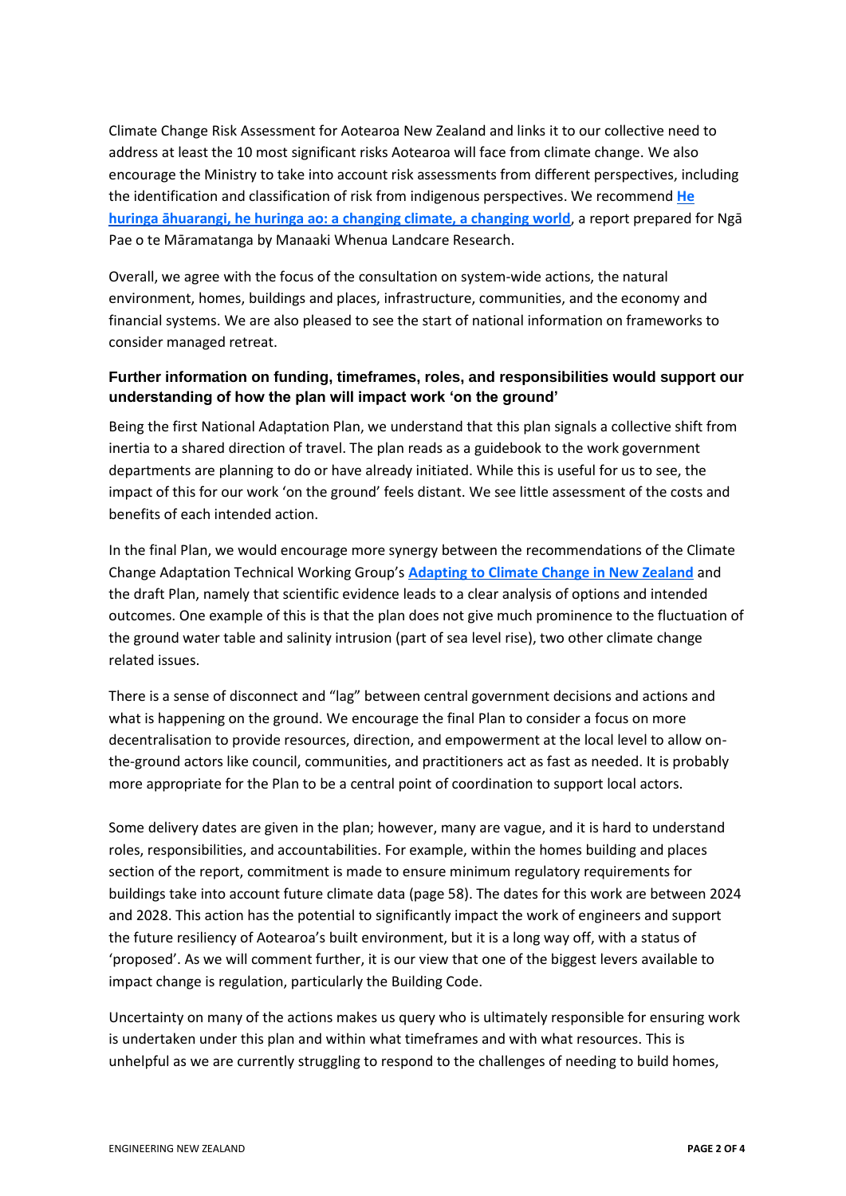Climate Change Risk Assessment for Aotearoa New Zealand and links it to our collective need to address at least the 10 most significant risks Aotearoa will face from climate change. We also encourage the Ministry to take into account risk assessments from different perspectives, including the identification and classification of risk from indigenous perspectives. We recommend **He huringa āhuarangi, he huringa ao: a changing climate, a changing world**, a report prepared for Ngā Pae o te Māramatanga by Manaaki Whenua Landcare Research.

Overall, we agree with the focus of the consultation on system-wide actions, the natural environment, homes, buildings and places, infrastructure, communities, and the economy and financial systems. We are also pleased to see the start of national information on frameworks to consider managed retreat.

### Further information on funding, timeframes, roles, and responsibilities would support our understanding of how the plan will impact work 'on the ground'

Being the first National Adaptation Plan, we understand that this plan signals a collective shift from inertia to a shared direction of travel. The plan reads as a guidebook to the work government departments are planning to do or have already initiated. While this is useful for us to see, the impact of this for our work 'on the ground' feels distant. We see little assessment of the costs and benefits of each intended action.

In the final Plan, we would encourage more synergy between the recommendations of the Climate Change Adaptation Technical Working Group's **Adapting to Climate Change in New Zealand** and the draft Plan, namely that scientific evidence leads to a clear analysis of options and intended outcomes. One example of this is that the plan does not give much prominence to the fluctuation of the ground water table and salinity intrusion (part of sea level rise), two other climate change related issues.

There is a sense of disconnect and "lag" between central government decisions and actions and what is happening on the ground. We encourage the final Plan to consider a focus on more decentralisation to provide resources, direction, and empowerment at the local level to allow on-the-ground actors like council, communities, and practitioners act as fast as needed. It is probably more appropriate for the Plan to be a central point of coordination to support local actors.

Some delivery dates are given in the plan; however, many are vague, and it is hard to understand roles, responsibilities, and accountabilities. For example, within the homes building and places section of the report, commitment is made to ensure minimum regulatory requirements for buildings take into account future climate data (page 58). The dates for this work are between 2024 and 2028. This action has the potential to significantly impact the work of engineers and support the future resiliency of Aotearoa's built environment, but it is a long way off, with a status of 'proposed'. As we will comment further, it is our view that one of the biggest levers available to impact change is regulation, particularly the Building Code.

Uncertainty on many of the actions makes us query who is ultimately responsible for ensuring work is undertaken under this plan and within what timeframes and with what resources. This is unhelpful as we are currently struggling to respond to the challenges of needing to build homes,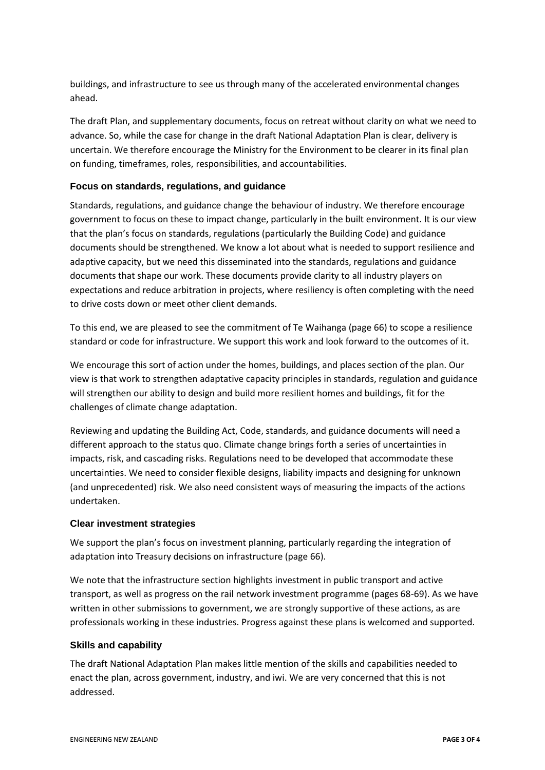buildings, and infrastructure to see us through many of the accelerated environmental changes ahead.

The draft Plan, and supplementary documents, focus on retreat without clarity on what we need to advance. So, while the case for change in the draft National Adaptation Plan is clear, delivery is uncertain. We therefore encourage the Ministry for the Environment to be clearer in its final plan on funding, timeframes, roles, responsibilities, and accountabilities.

### Focus on standards, regulations, and guidance

Standards, regulations, and guidance change the behaviour of industry. We therefore encourage government to focus on these to impact change, particularly in the built environment. It is our view that the plan's focus on standards, regulations (particularly the Building Code) and guidance documents should be strengthened. We know a lot about what is needed to support resilience and adaptive capacity, but we need this disseminated into the standards, regulations and guidance documents that shape our work. These documents provide clarity to all industry players on expectations and reduce arbitration in projects, where resiliency is often completing with the need to drive costs down or meet other client demands.

To this end, we are pleased to see the commitment of Te Waihanga (page 66) to scope a resilience standard or code for infrastructure. We support this work and look forward to the outcomes of it.

We encourage this sort of action under the homes, buildings, and places section of the plan. Our view is that work to strengthen adaptative capacity principles in standards, regulation and guidance will strengthen our ability to design and build more resilient homes and buildings, fit for the challenges of climate change adaptation.

Reviewing and updating the Building Act, Code, standards, and guidance documents will need a different approach to the status quo. Climate change brings forth a series of uncertainties in impacts, risk, and cascading risks. Regulations need to be developed that accommodate these uncertainties. We need to consider flexible designs, liability impacts and designing for unknown (and unprecedented) risk. We also need consistent ways of measuring the impacts of the actions undertaken.

### Clear investment strategies

We support the plan's focus on investment planning, particularly regarding the integration of adaptation into Treasury decisions on infrastructure (page 66).

We note that the infrastructure section highlights investment in public transport and active transport, as well as progress on the rail network investment programme (pages 68-69). As we have written in other submissions to government, we are strongly supportive of these actions, as are professionals working in these industries. Progress against these plans is welcomed and supported.

### Skills and capability

The draft National Adaptation Plan makes little mention of the skills and capabilities needed to enact the plan, across government, industry, and iwi. We are very concerned that this is not addressed.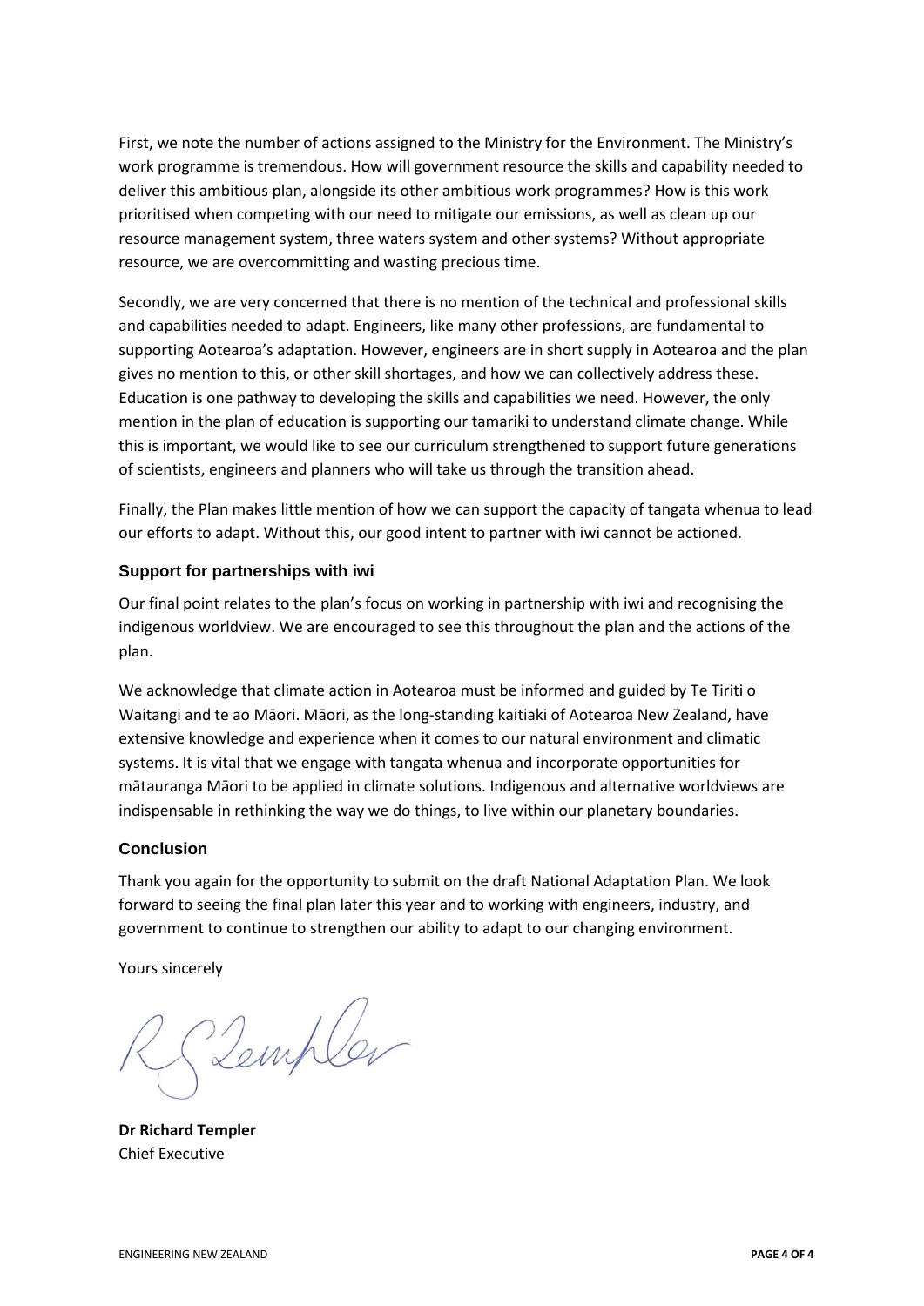First, we note the number of actions assigned to the Ministry for the Environment. The Ministry's work programme is tremendous. How will government resource the skills and capability needed to deliver this ambitious plan, alongside its other ambitious work programmes? How is this work prioritised when competing with our need to mitigate our emissions, as well as clean up our resource management system, three waters system and other systems? Without appropriate resource, we are overcommitting and wasting precious time.

Secondly, we are very concerned that there is no mention of the technical and professional skills and capabilities needed to adapt. Engineers, like many other professions, are fundamental to supporting Aotearoa's adaptation. However, engineers are in short supply in Aotearoa and the plan gives no mention to this, or other skill shortages, and how we can collectively address these. Education is one pathway to developing the skills and capabilities we need. However, the only mention in the plan of education is supporting our tamariki to understand climate change. While this is important, we would like to see our curriculum strengthened to support future generations of scientists, engineers and planners who will take us through the transition ahead.

Finally, the Plan makes little mention of how we can support the capacity of tangata whenua to lead our efforts to adapt. Without this, our good intent to partner with iwi cannot be actioned.

### Support for partnerships with iwi

Our final point relates to the plan's focus on working in partnership with iwi and recognising the indigenous worldview. We are encouraged to see this throughout the plan and the actions of the plan.

We acknowledge that climate action in Aotearoa must be informed and guided by Te Tiriti o Waitangi and te ao Māori. Māori, as the long-standing kaitiaki of Aotearoa New Zealand, have extensive knowledge and experience when it comes to our natural environment and climatic systems. It is vital that we engage with tangata whenua and incorporate opportunities for mātauranga Māori to be applied in climate solutions. Indigenous and alternative worldviews are indispensable in rethinking the way we do things, to live within our planetary boundaries.

### Conclusion

Thank you again for the opportunity to submit on the draft National Adaptation Plan. We look forward to seeing the final plan later this year and to working with engineers, industry, and government to continue to strengthen our ability to adapt to our changing environment.

Yours sincerely

**Dr Richard Templer**
Chief Executive